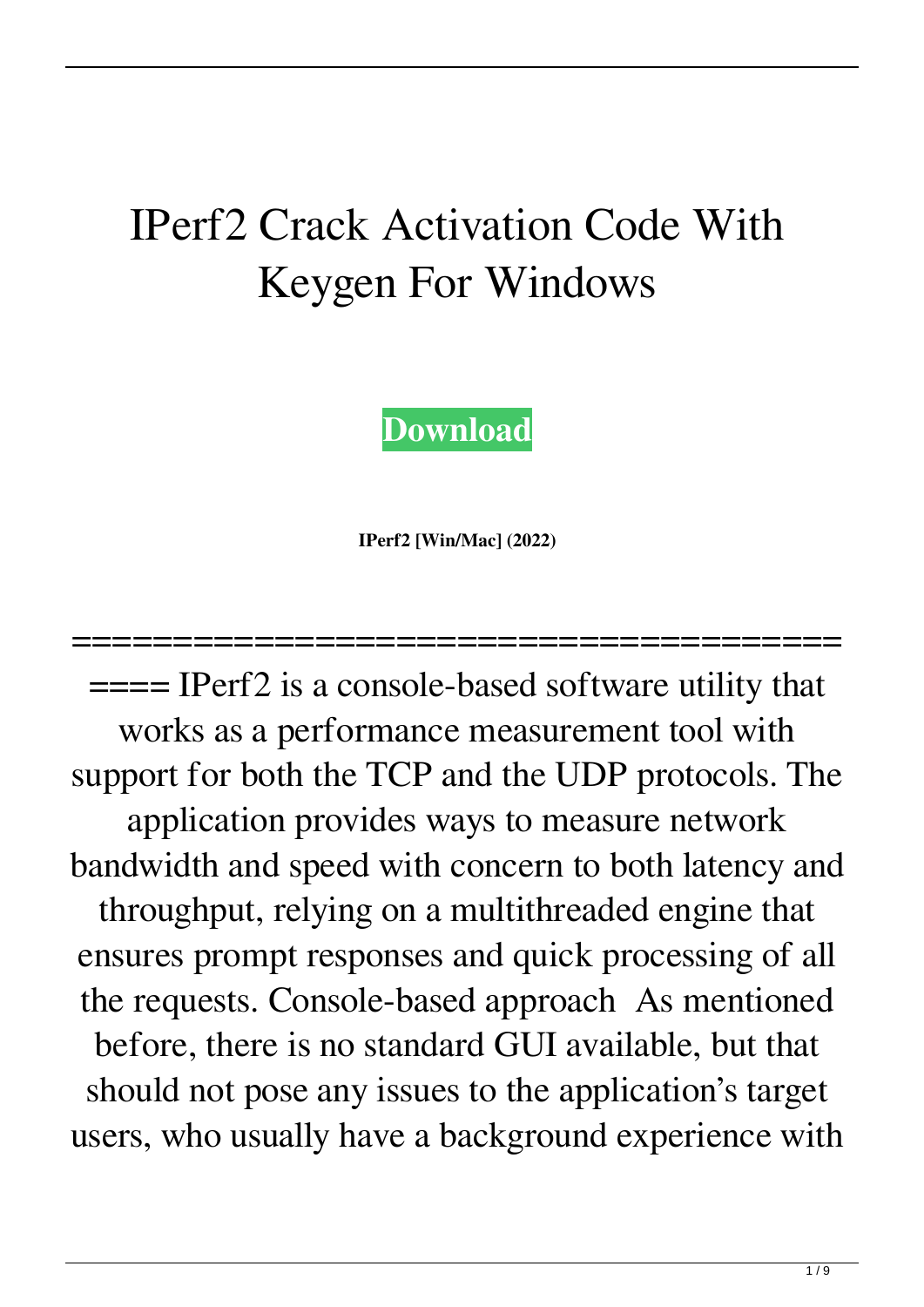# IPerf2 Crack Activation Code With Keygen For Windows

**[Download]**

**IPerf2 [Win/Mac] (2022)**

========================================== IPerf2 is a console-based software utility that works as a performance measurement tool with support for both the TCP and the UDP protocols. The application provides ways to measure network bandwidth and speed with concern to both latency and throughput, relying on a multithreaded engine that ensures prompt responses and quick processing of all the requests. Console-based approach As mentioned before, there is no standard GUI available, but that should not pose any issues to the application's target users, who usually have a background experience with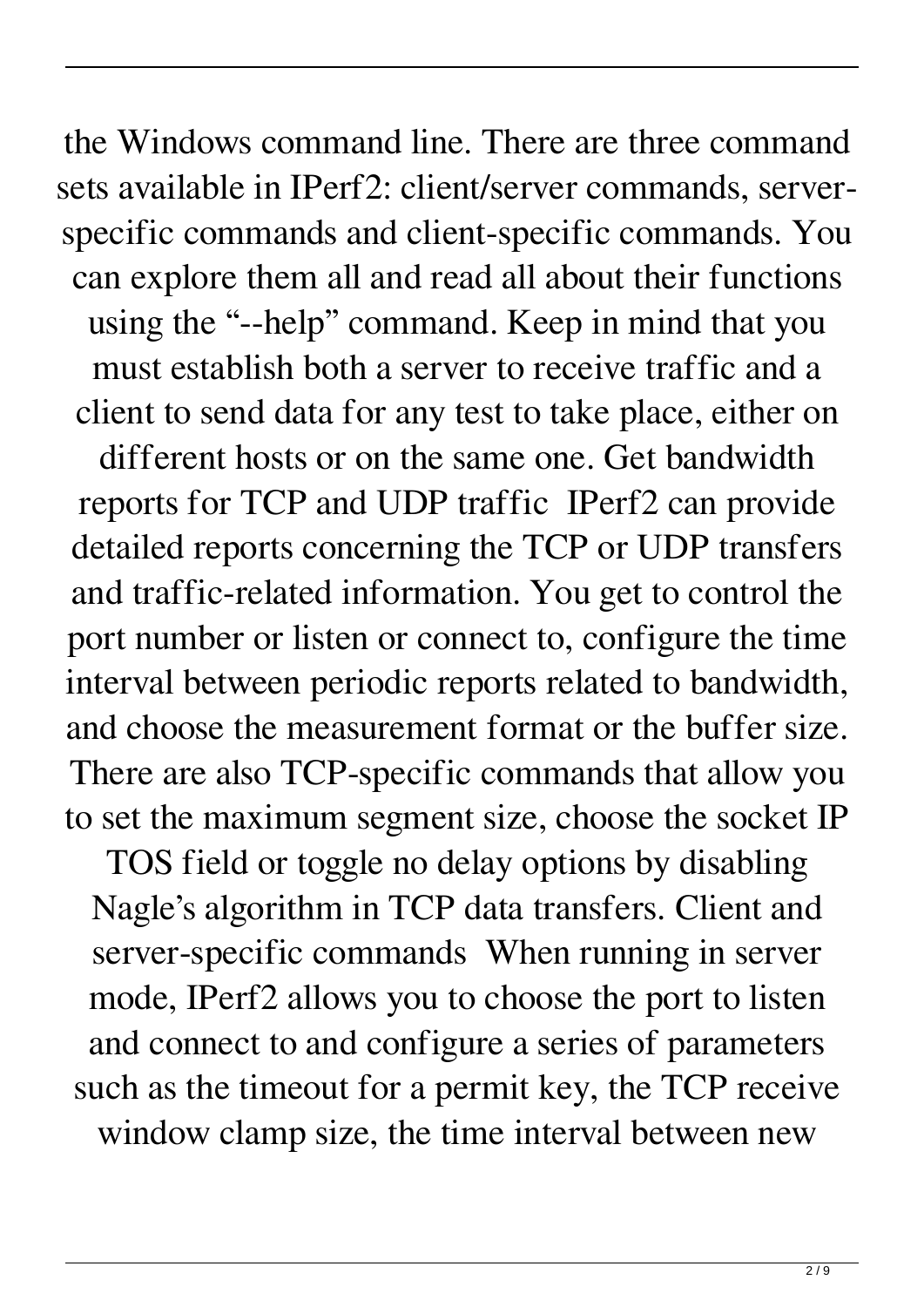the Windows command line. There are three command sets available in IPerf2: client/server commands, server-specific commands and client-specific commands. You can explore them all and read all about their functions using the "--help" command. Keep in mind that you must establish both a server to receive traffic and a client to send data for any test to take place, either on different hosts or on the same one. Get bandwidth reports for TCP and UDP traffic  IPerf2 can provide detailed reports concerning the TCP or UDP transfers and traffic-related information. You get to control the port number or listen or connect to, configure the time interval between periodic reports related to bandwidth, and choose the measurement format or the buffer size. There are also TCP-specific commands that allow you to set the maximum segment size, choose the socket IP TOS field or toggle no delay options by disabling Nagle's algorithm in TCP data transfers. Client and server-specific commands  When running in server mode, IPerf2 allows you to choose the port to listen and connect to and configure a series of parameters such as the timeout for a permit key, the TCP receive window clamp size, the time interval between new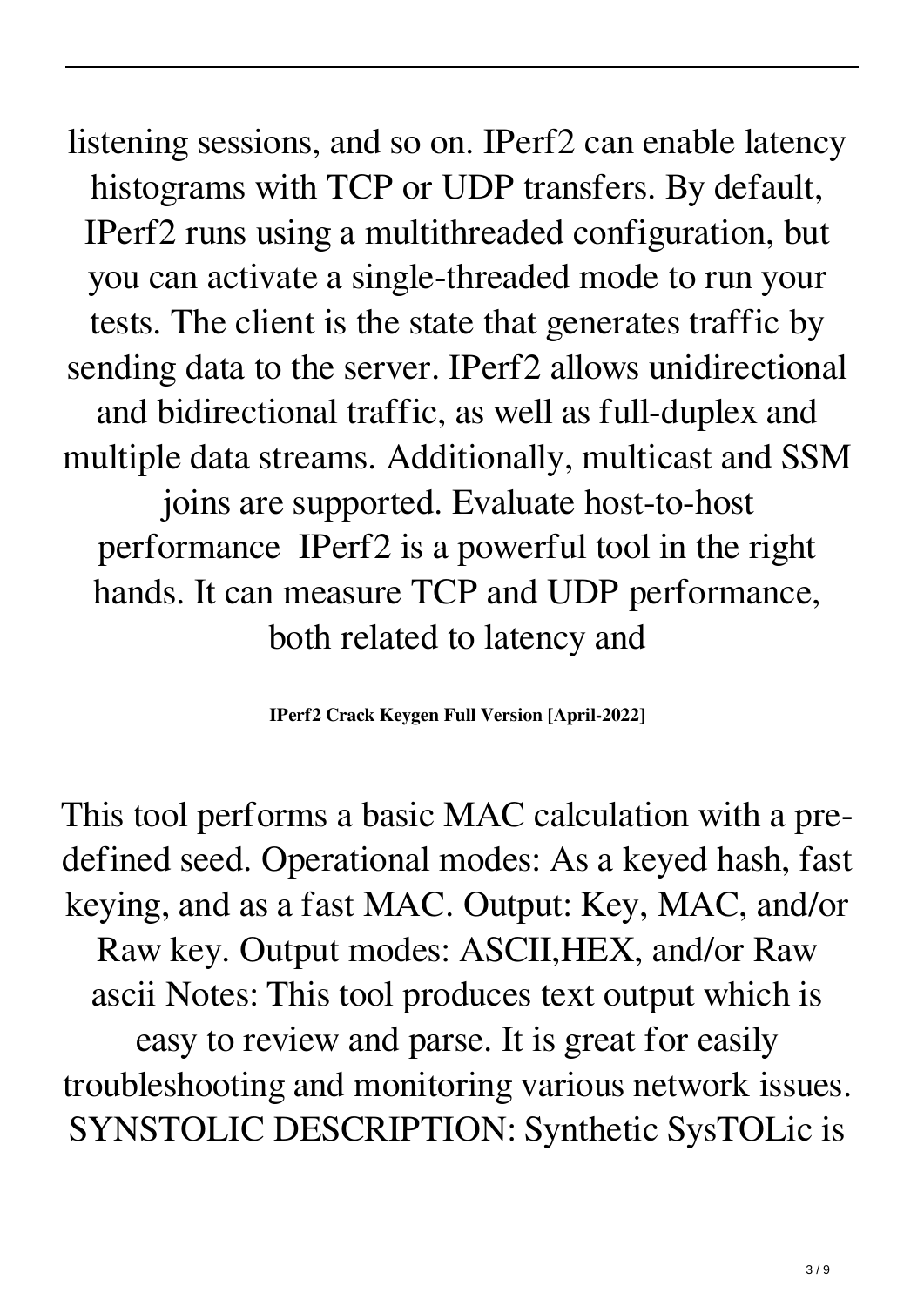listening sessions, and so on. IPerf2 can enable latency histograms with TCP or UDP transfers. By default, IPerf2 runs using a multithreaded configuration, but you can activate a single-threaded mode to run your tests. The client is the state that generates traffic by sending data to the server. IPerf2 allows unidirectional and bidirectional traffic, as well as full-duplex and multiple data streams. Additionally, multicast and SSM joins are supported. Evaluate host-to-host performance  IPerf2 is a powerful tool in the right hands. It can measure TCP and UDP performance, both related to latency and

**IPerf2 Crack Keygen Full Version [April-2022]**

This tool performs a basic MAC calculation with a pre-defined seed. Operational modes: As a keyed hash, fast keying, and as a fast MAC. Output: Key, MAC, and/or Raw key. Output modes: ASCII,HEX, and/or Raw ascii Notes: This tool produces text output which is easy to review and parse. It is great for easily troubleshooting and monitoring various network issues. SYNSTOLIC DESCRIPTION: Synthetic SysTOLic is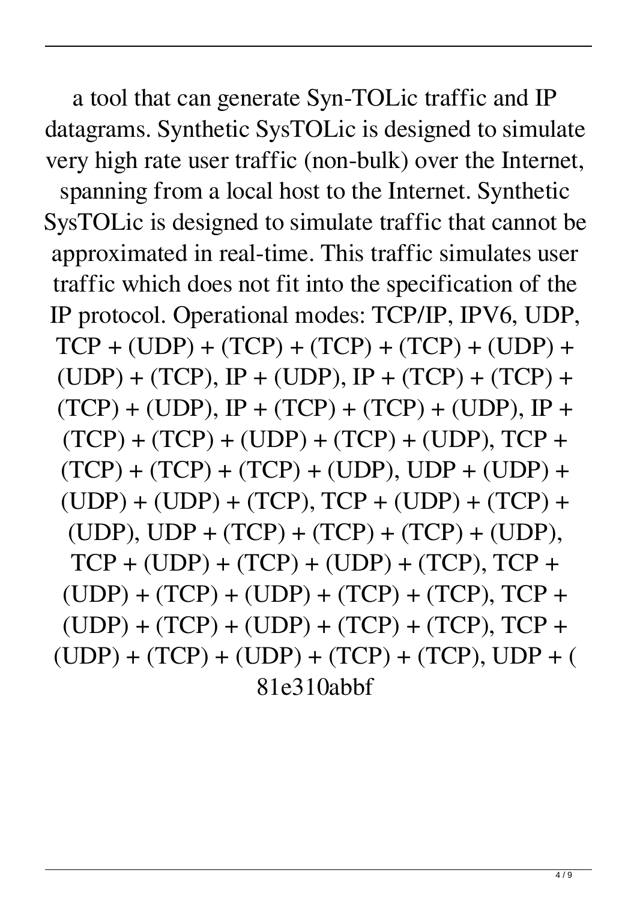a tool that can generate Syn-TOLic traffic and IP datagrams. Synthetic SysTOLic is designed to simulate very high rate user traffic (non-bulk) over the Internet, spanning from a local host to the Internet. Synthetic SysTOLic is designed to simulate traffic that cannot be approximated in real-time. This traffic simulates user traffic which does not fit into the specification of the IP protocol. Operational modes: TCP/IP, IPV6, UDP, TCP + (UDP) + (TCP) + (TCP) + (TCP) + (UDP) + (UDP) + (TCP), IP + (UDP), IP + (TCP) + (TCP) + (TCP) + (UDP), IP + (TCP) + (TCP) + (UDP), IP + (TCP) + (TCP) + (UDP) + (TCP) + (UDP), TCP + (TCP) + (TCP) + (TCP) + (UDP), UDP + (UDP) + (UDP) + (UDP) + (TCP), TCP + (UDP) + (TCP) + (UDP), UDP + (TCP) + (TCP) + (TCP) + (UDP), TCP + (UDP) + (TCP) + (UDP) + (TCP), TCP + (UDP) + (TCP) + (UDP) + (TCP) + (TCP), TCP + (UDP) + (TCP) + (UDP) + (TCP) + (TCP), TCP + (UDP) + (TCP) + (UDP) + (TCP) + (TCP), UDP + (
81e310abbf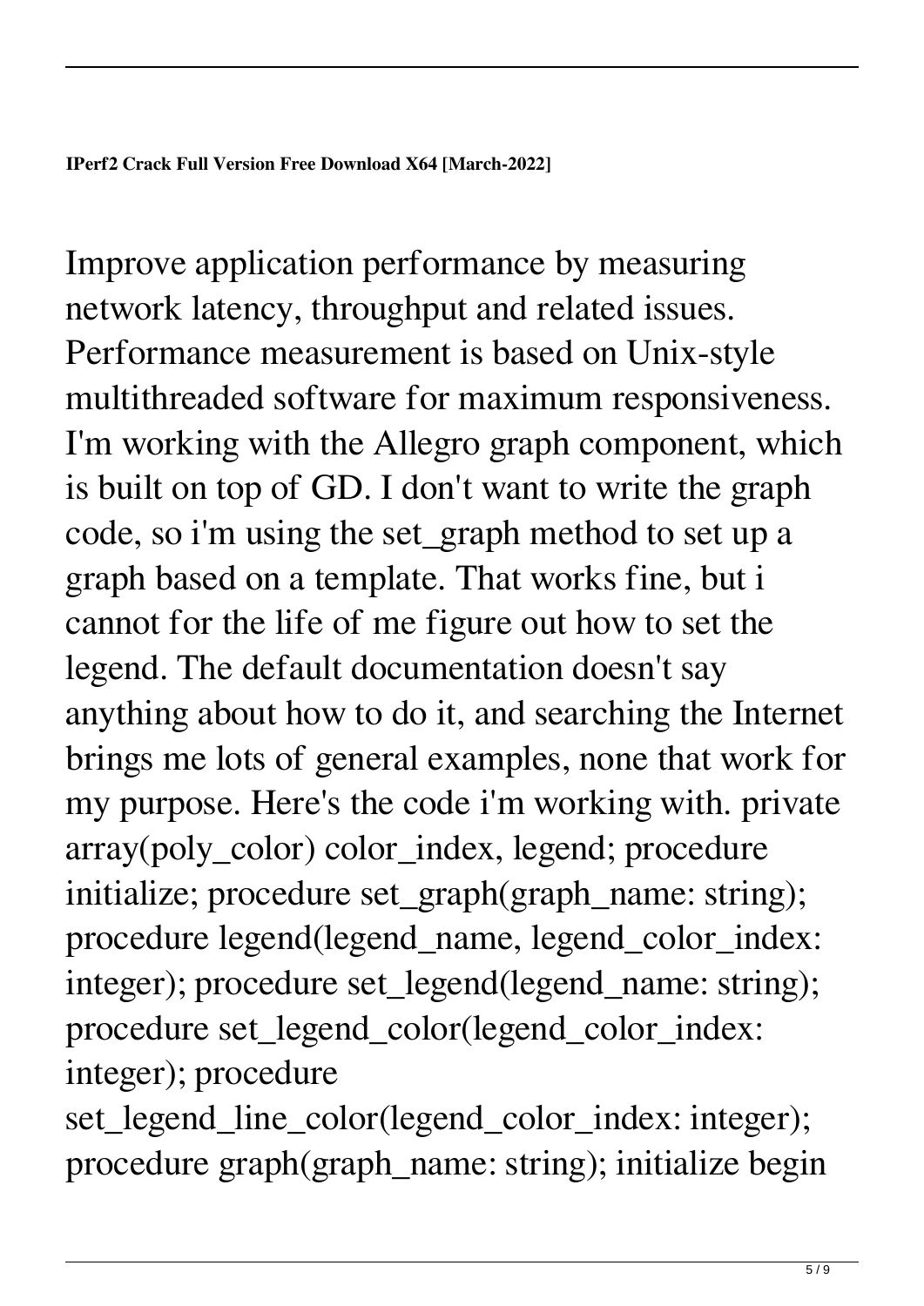**IPerf2 Crack Full Version Free Download X64 [March-2022]**

Improve application performance by measuring network latency, throughput and related issues. Performance measurement is based on Unix-style multithreaded software for maximum responsiveness. I'm working with the Allegro graph component, which is built on top of GD. I don't want to write the graph code, so i'm using the set_graph method to set up a graph based on a template. That works fine, but i cannot for the life of me figure out how to set the legend. The default documentation doesn't say anything about how to do it, and searching the Internet brings me lots of general examples, none that work for my purpose. Here's the code i'm working with. private array(poly_color) color_index, legend; procedure initialize; procedure set_graph(graph_name: string); procedure legend(legend_name, legend_color_index: integer); procedure set_legend(legend_name: string); procedure set_legend_color(legend_color_index: integer); procedure set_legend_line_color(legend_color_index: integer); procedure graph(graph_name: string); initialize begin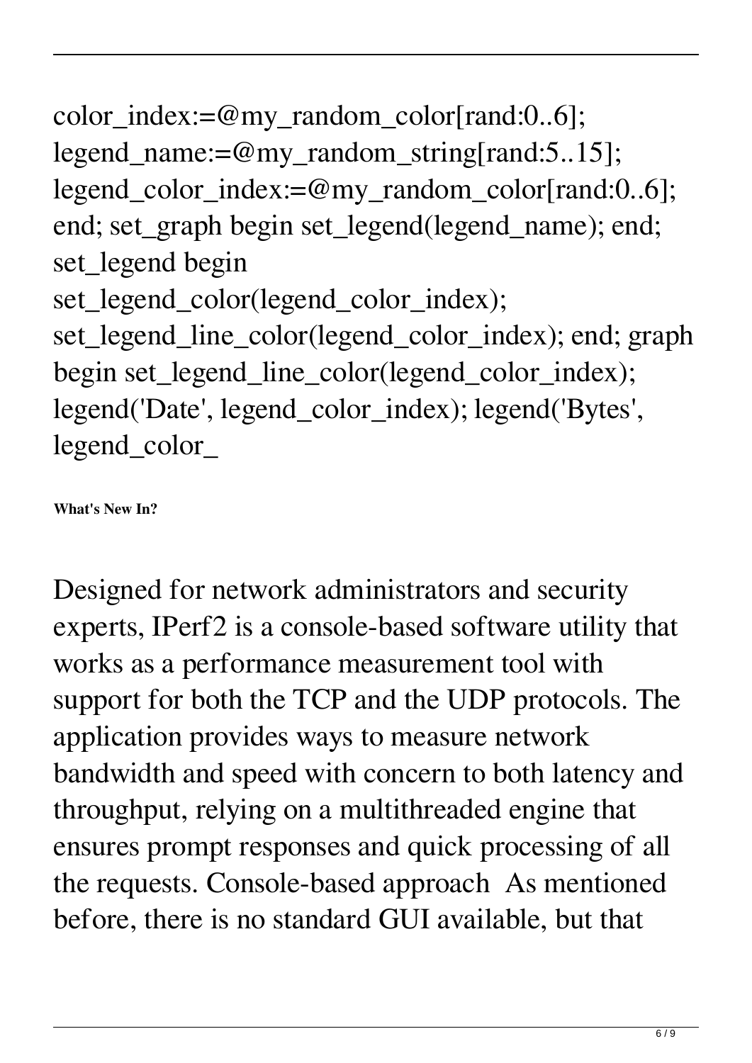color_index:=@my_random_color[rand:0..6]; legend_name:=@my_random_string[rand:5..15]; legend_color_index:=@my_random_color[rand:0..6]; end; set_graph begin set_legend(legend_name); end; set_legend begin set_legend_color(legend_color_index); set_legend_line_color(legend_color_index); end; graph begin set_legend_line_color(legend_color_index); legend('Date', legend_color_index); legend('Bytes', legend_color_

**What's New In?**

Designed for network administrators and security experts, IPerf2 is a console-based software utility that works as a performance measurement tool with support for both the TCP and the UDP protocols. The application provides ways to measure network bandwidth and speed with concern to both latency and throughput, relying on a multithreaded engine that ensures prompt responses and quick processing of all the requests. Console-based approach  As mentioned before, there is no standard GUI available, but that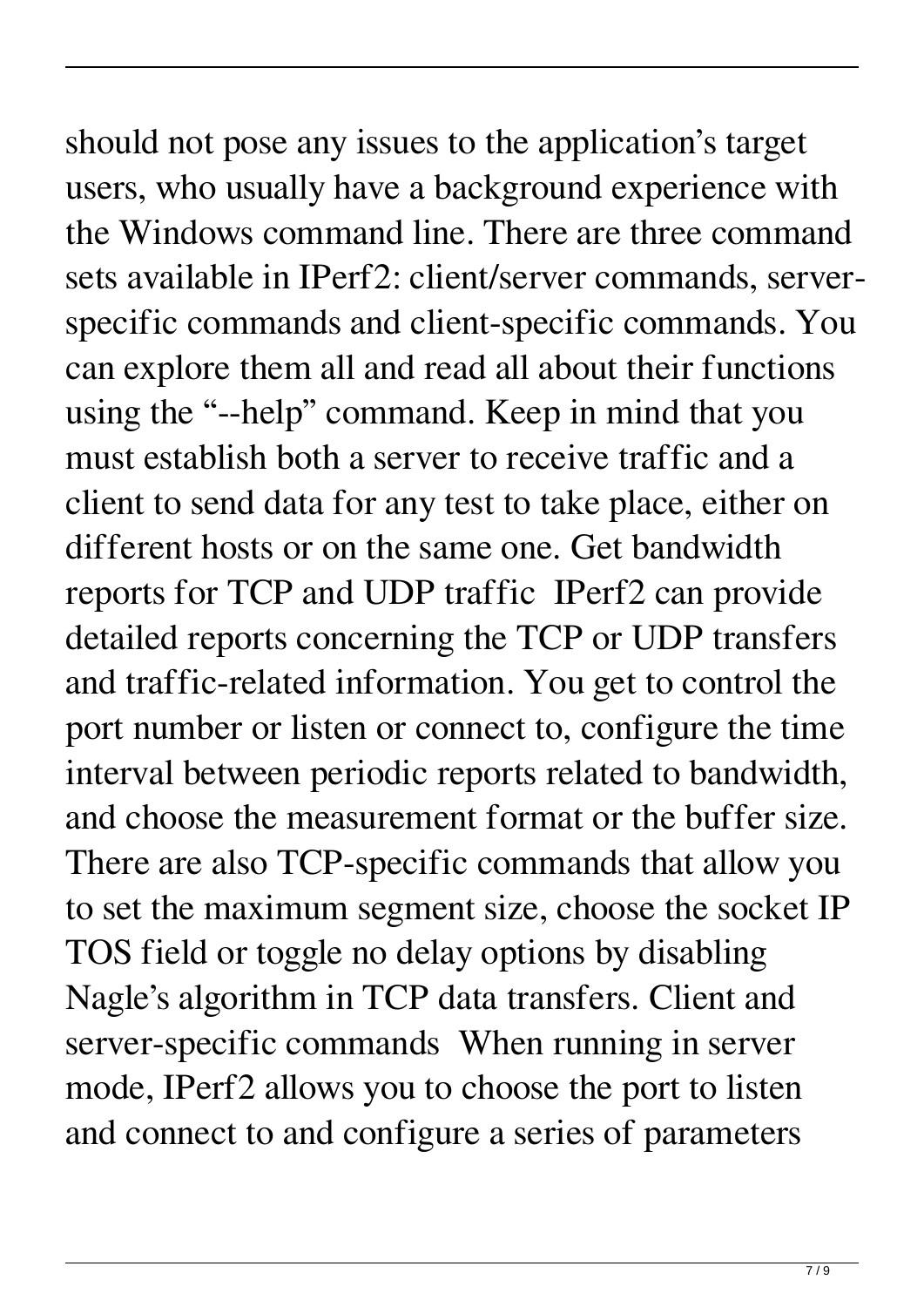should not pose any issues to the application's target users, who usually have a background experience with the Windows command line. There are three command sets available in IPerf2: client/server commands, server-specific commands and client-specific commands. You can explore them all and read all about their functions using the "--help" command. Keep in mind that you must establish both a server to receive traffic and a client to send data for any test to take place, either on different hosts or on the same one. Get bandwidth reports for TCP and UDP traffic  IPerf2 can provide detailed reports concerning the TCP or UDP transfers and traffic-related information. You get to control the port number or listen or connect to, configure the time interval between periodic reports related to bandwidth, and choose the measurement format or the buffer size. There are also TCP-specific commands that allow you to set the maximum segment size, choose the socket IP TOS field or toggle no delay options by disabling Nagle's algorithm in TCP data transfers. Client and server-specific commands  When running in server mode, IPerf2 allows you to choose the port to listen and connect to and configure a series of parameters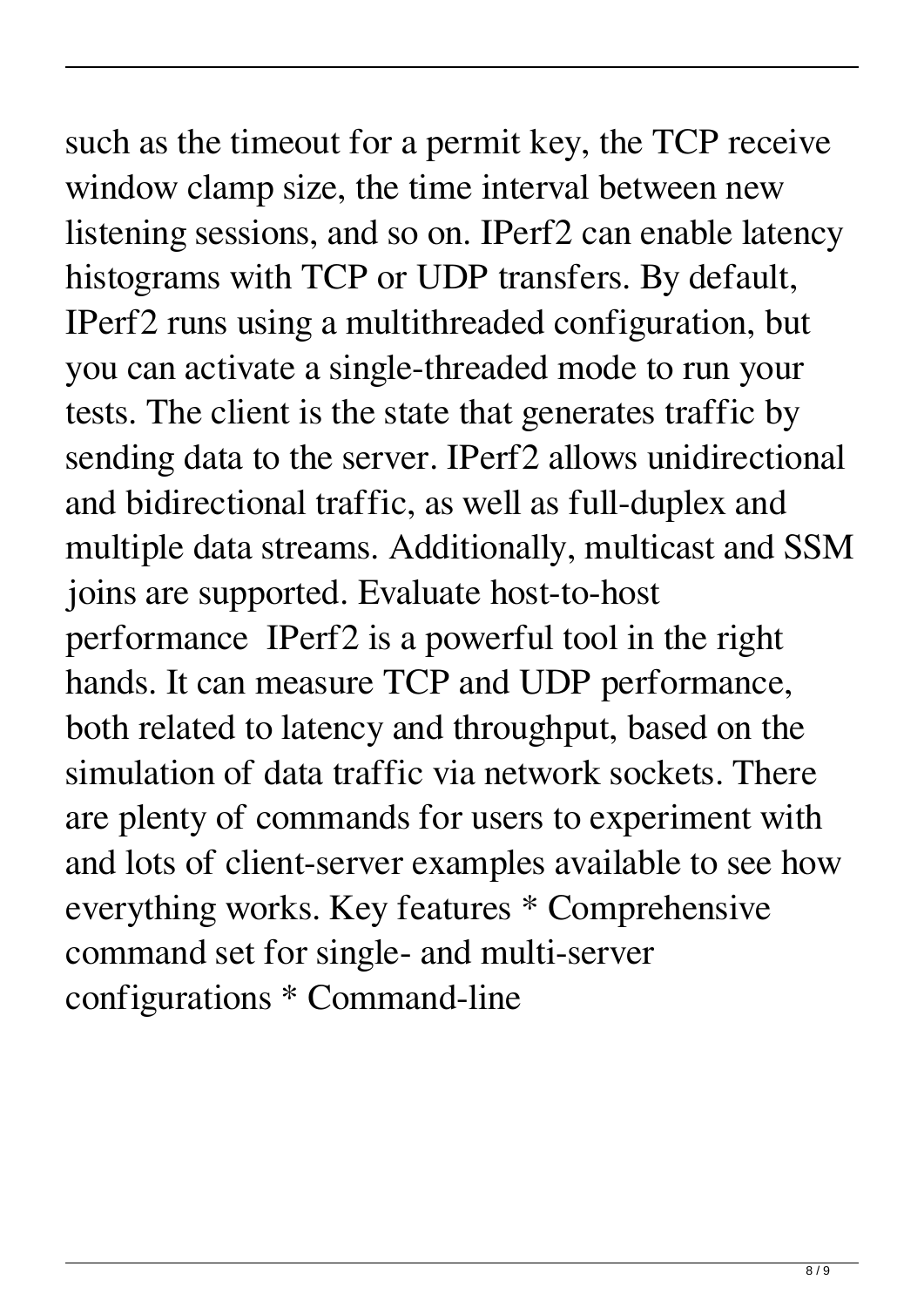such as the timeout for a permit key, the TCP receive window clamp size, the time interval between new listening sessions, and so on. IPerf2 can enable latency histograms with TCP or UDP transfers. By default, IPerf2 runs using a multithreaded configuration, but you can activate a single-threaded mode to run your tests. The client is the state that generates traffic by sending data to the server. IPerf2 allows unidirectional and bidirectional traffic, as well as full-duplex and multiple data streams. Additionally, multicast and SSM joins are supported. Evaluate host-to-host performance  IPerf2 is a powerful tool in the right hands. It can measure TCP and UDP performance, both related to latency and throughput, based on the simulation of data traffic via network sockets. There are plenty of commands for users to experiment with and lots of client-server examples available to see how everything works. Key features * Comprehensive command set for single- and multi-server configurations * Command-line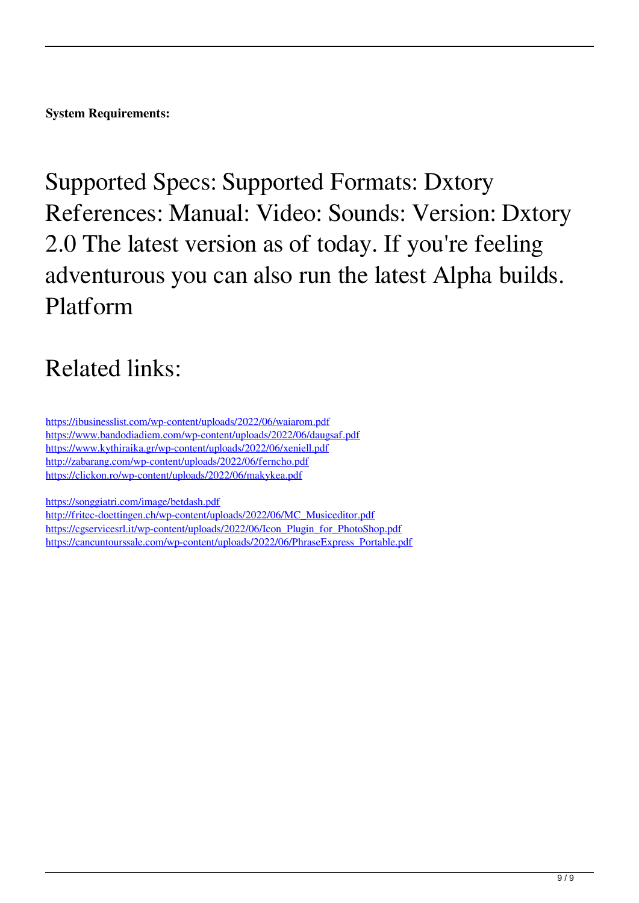**System Requirements:**

Supported Specs: Supported Formats: Dxtory References: Manual: Video: Sounds: Version: Dxtory 2.0 The latest version as of today. If you're feeling adventurous you can also run the latest Alpha builds. Platform

Related links:

https://ibusinesslist.com/wp-content/uploads/2022/06/waiarom.pdf
https://www.bandodiadiem.com/wp-content/uploads/2022/06/daugsaf.pdf
https://www.kythiraika.gr/wp-content/uploads/2022/06/xeniell.pdf
http://zabarang.com/wp-content/uploads/2022/06/ferncho.pdf
https://clickon.ro/wp-content/uploads/2022/06/makykea.pdf

https://songgiatri.com/image/betdash.pdf
http://fritec-doettingen.ch/wp-content/uploads/2022/06/MC_Musiceditor.pdf
https://cgservicesrl.it/wp-content/uploads/2022/06/Icon_Plugin_for_PhotoShop.pdf
https://cancuntourssale.com/wp-content/uploads/2022/06/PhraseExpress_Portable.pdf